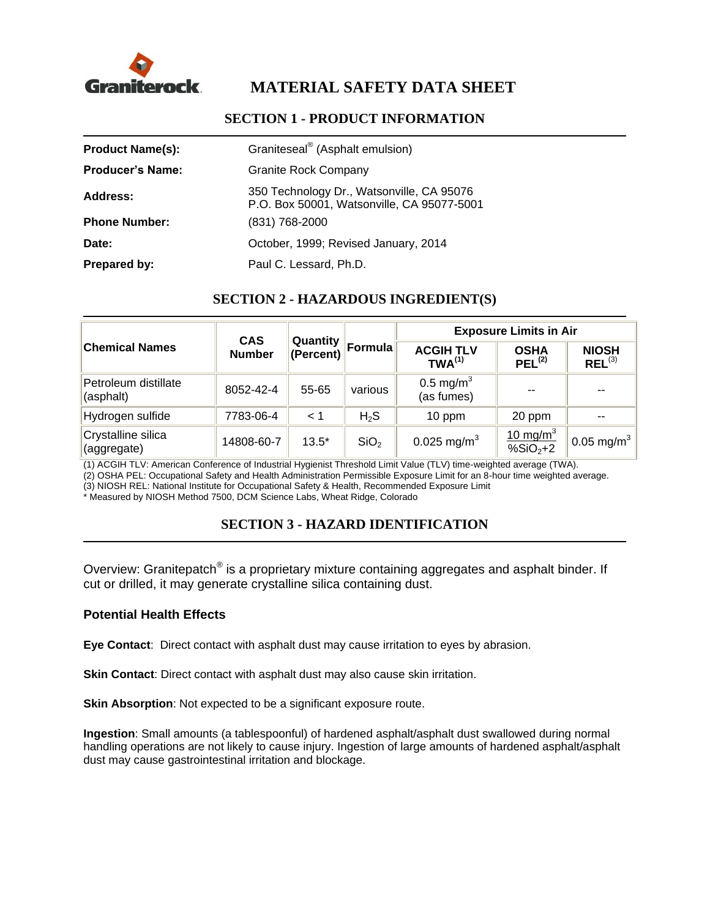Graniterock

# MATERIAL SAFETY DATA SHEET

## SECTION 1 - PRODUCT INFORMATION

| | |
|---|---|
| **Product Name(s):** | Graniteseal® (Asphalt emulsion) |
| **Producer's Name:** | Granite Rock Company |
| **Address:** | 350 Technology Dr., Watsonville, CA 95076<br>P.O. Box 50001, Watsonville, CA 95077-5001 |
| **Phone Number:** | (831) 768-2000 |
| **Date:** | October, 1999; Revised January, 2014 |
| **Prepared by:** | Paul C. Lessard, Ph.D. |

## SECTION 2 - HAZARDOUS INGREDIENT(S)

| Chemical Names | CAS Number | Quantity (Percent) | Formula | Exposure Limits in Air | | |
|---|---|---|---|---|---|---|
| | | | | ACGIH TLV TWA[(1)] | OSHA PEL[(2)] | NIOSH REL[(3)] |
| Petroleum distillate (asphalt) | 8052-42-4 | 55-65 | various | 0.5 $mg/m^3$ (as fumes) | -- | -- |
| Hydrogen sulfide | 7783-06-4 | < 1 | $H_2S$ | 10 ppm | 20 ppm | -- |
| Crystalline silica (aggregate) | 14808-60-7 | 13.5* | $SiO_2$ | 0.025 $mg/m^3$ | $\frac{10\ mg/m^3}{\%SiO_2+2}$ | 0.05 $mg/m^3$ |

(1) ACGIH TLV: American Conference of Industrial Hygienist Threshold Limit Value (TLV) time-weighted average (TWA).
(2) OSHA PEL: Occupational Safety and Health Administration Permissible Exposure Limit for an 8-hour time weighted average.
(3) NIOSH REL: National Institute for Occupational Safety & Health, Recommended Exposure Limit
* Measured by NIOSH Method 7500, DCM Science Labs, Wheat Ridge, Colorado

## SECTION 3 - HAZARD IDENTIFICATION

Overview: Granitepatch® is a proprietary mixture containing aggregates and asphalt binder. If cut or drilled, it may generate crystalline silica containing dust.

### Potential Health Effects

**Eye Contact**: Direct contact with asphalt dust may cause irritation to eyes by abrasion.

**Skin Contact**: Direct contact with asphalt dust may also cause skin irritation.

**Skin Absorption**: Not expected to be a significant exposure route.

**Ingestion**: Small amounts (a tablespoonful) of hardened asphalt/asphalt dust swallowed during normal handling operations are not likely to cause injury. Ingestion of large amounts of hardened asphalt/asphalt dust may cause gastrointestinal irritation and blockage.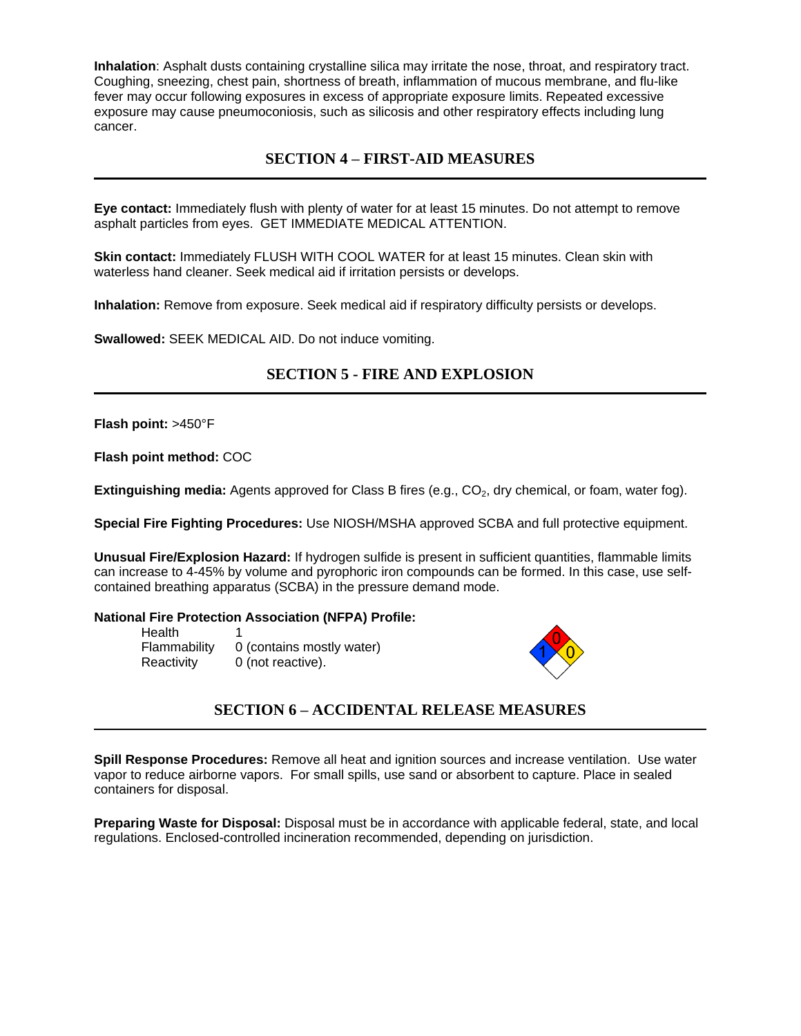**Inhalation**: Asphalt dusts containing crystalline silica may irritate the nose, throat, and respiratory tract. Coughing, sneezing, chest pain, shortness of breath, inflammation of mucous membrane, and flu-like fever may occur following exposures in excess of appropriate exposure limits. Repeated excessive exposure may cause pneumoconiosis, such as silicosis and other respiratory effects including lung cancer.

## SECTION 4 – FIRST-AID MEASURES

**Eye contact:** Immediately flush with plenty of water for at least 15 minutes. Do not attempt to remove asphalt particles from eyes. GET IMMEDIATE MEDICAL ATTENTION.

**Skin contact:** Immediately FLUSH WITH COOL WATER for at least 15 minutes. Clean skin with waterless hand cleaner. Seek medical aid if irritation persists or develops.

**Inhalation:** Remove from exposure. Seek medical aid if respiratory difficulty persists or develops.

**Swallowed:** SEEK MEDICAL AID. Do not induce vomiting.

## SECTION 5 - FIRE AND EXPLOSION

**Flash point:** >450°F

**Flash point method:** COC

**Extinguishing media:** Agents approved for Class B fires (e.g., $CO_2$, dry chemical, or foam, water fog).

**Special Fire Fighting Procedures:** Use NIOSH/MSHA approved SCBA and full protective equipment.

**Unusual Fire/Explosion Hazard:** If hydrogen sulfide is present in sufficient quantities, flammable limits can increase to 4-45% by volume and pyrophoric iron compounds can be formed. In this case, use self-contained breathing apparatus (SCBA) in the pressure demand mode.

**National Fire Protection Association (NFPA) Profile:**

| | |
|---|---|
| Health | 1 |
| Flammability | 0 (contains mostly water) |
| Reactivity | 0 (not reactive). |

## SECTION 6 – ACCIDENTAL RELEASE MEASURES

**Spill Response Procedures:** Remove all heat and ignition sources and increase ventilation. Use water vapor to reduce airborne vapors. For small spills, use sand or absorbent to capture. Place in sealed containers for disposal.

**Preparing Waste for Disposal:** Disposal must be in accordance with applicable federal, state, and local regulations. Enclosed-controlled incineration recommended, depending on jurisdiction.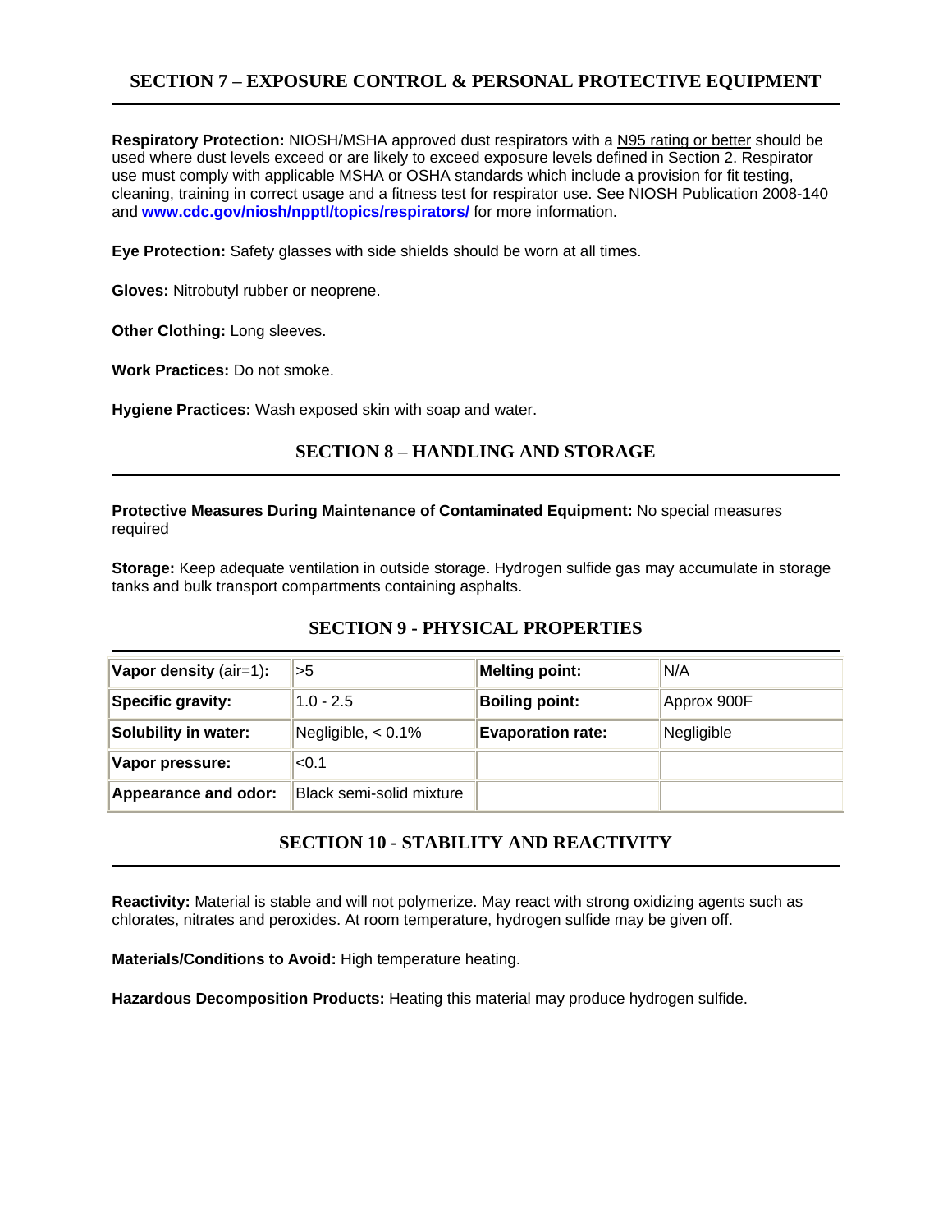## SECTION 7 – EXPOSURE CONTROL & PERSONAL PROTECTIVE EQUIPMENT

**Respiratory Protection:** NIOSH/MSHA approved dust respirators with a N95 rating or better should be used where dust levels exceed or are likely to exceed exposure levels defined in Section 2. Respirator use must comply with applicable MSHA or OSHA standards which include a provision for fit testing, cleaning, training in correct usage and a fitness test for respirator use. See NIOSH Publication 2008-140 and **www.cdc.gov/niosh/npptl/topics/respirators/** for more information.

**Eye Protection:** Safety glasses with side shields should be worn at all times.

**Gloves:** Nitrobutyl rubber or neoprene.

**Other Clothing:** Long sleeves.

**Work Practices:** Do not smoke.

**Hygiene Practices:** Wash exposed skin with soap and water.

## SECTION 8 – HANDLING AND STORAGE

**Protective Measures During Maintenance of Contaminated Equipment:** No special measures required

**Storage:** Keep adequate ventilation in outside storage. Hydrogen sulfide gas may accumulate in storage tanks and bulk transport compartments containing asphalts.

## SECTION 9 - PHYSICAL PROPERTIES

| **Vapor density** (air=1)**:** | >5 | **Melting point:** | N/A |
|---|---|---|---|
| **Specific gravity:** | 1.0 - 2.5 | **Boiling point:** | Approx 900F |
| **Solubility in water:** | Negligible, < 0.1% | **Evaporation rate:** | Negligible |
| **Vapor pressure:** | <0.1 | | |
| **Appearance and odor:** | Black semi-solid mixture | | |

## SECTION 10 - STABILITY AND REACTIVITY

**Reactivity:** Material is stable and will not polymerize. May react with strong oxidizing agents such as chlorates, nitrates and peroxides. At room temperature, hydrogen sulfide may be given off.

**Materials/Conditions to Avoid:** High temperature heating.

**Hazardous Decomposition Products:** Heating this material may produce hydrogen sulfide.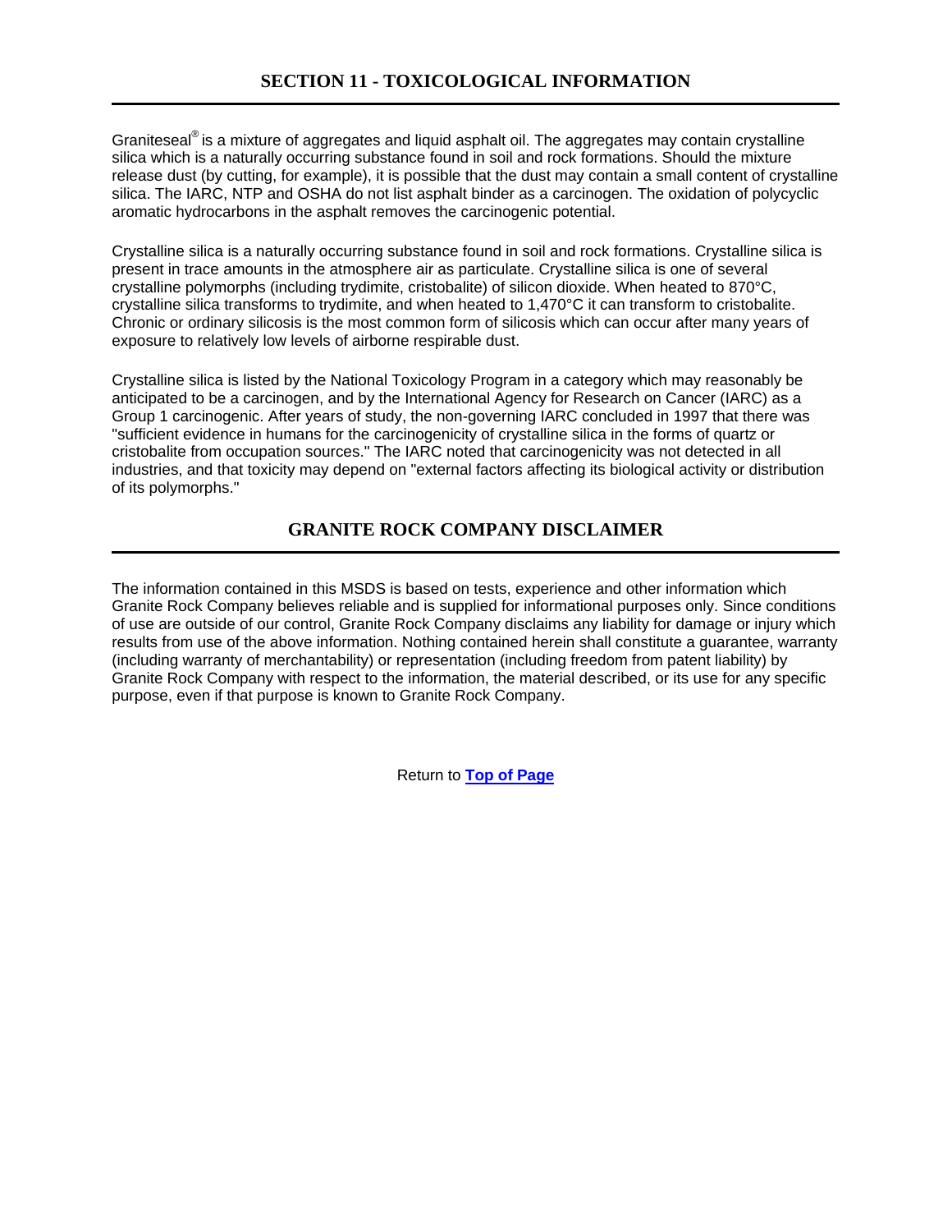## SECTION 11 - TOXICOLOGICAL INFORMATION

Graniteseal® is a mixture of aggregates and liquid asphalt oil. The aggregates may contain crystalline silica which is a naturally occurring substance found in soil and rock formations. Should the mixture release dust (by cutting, for example), it is possible that the dust may contain a small content of crystalline silica. The IARC, NTP and OSHA do not list asphalt binder as a carcinogen. The oxidation of polycyclic aromatic hydrocarbons in the asphalt removes the carcinogenic potential.

Crystalline silica is a naturally occurring substance found in soil and rock formations. Crystalline silica is present in trace amounts in the atmosphere air as particulate. Crystalline silica is one of several crystalline polymorphs (including trydimite, cristobalite) of silicon dioxide. When heated to 870°C, crystalline silica transforms to trydimite, and when heated to 1,470°C it can transform to cristobalite. Chronic or ordinary silicosis is the most common form of silicosis which can occur after many years of exposure to relatively low levels of airborne respirable dust.

Crystalline silica is listed by the National Toxicology Program in a category which may reasonably be anticipated to be a carcinogen, and by the International Agency for Research on Cancer (IARC) as a Group 1 carcinogenic. After years of study, the non-governing IARC concluded in 1997 that there was "sufficient evidence in humans for the carcinogenicity of crystalline silica in the forms of quartz or cristobalite from occupation sources." The IARC noted that carcinogenicity was not detected in all industries, and that toxicity may depend on "external factors affecting its biological activity or distribution of its polymorphs."

## GRANITE ROCK COMPANY DISCLAIMER

The information contained in this MSDS is based on tests, experience and other information which Granite Rock Company believes reliable and is supplied for informational purposes only. Since conditions of use are outside of our control, Granite Rock Company disclaims any liability for damage or injury which results from use of the above information. Nothing contained herein shall constitute a guarantee, warranty (including warranty of merchantability) or representation (including freedom from patent liability) by Granite Rock Company with respect to the information, the material described, or its use for any specific purpose, even if that purpose is known to Granite Rock Company.

Return to **Top of Page**